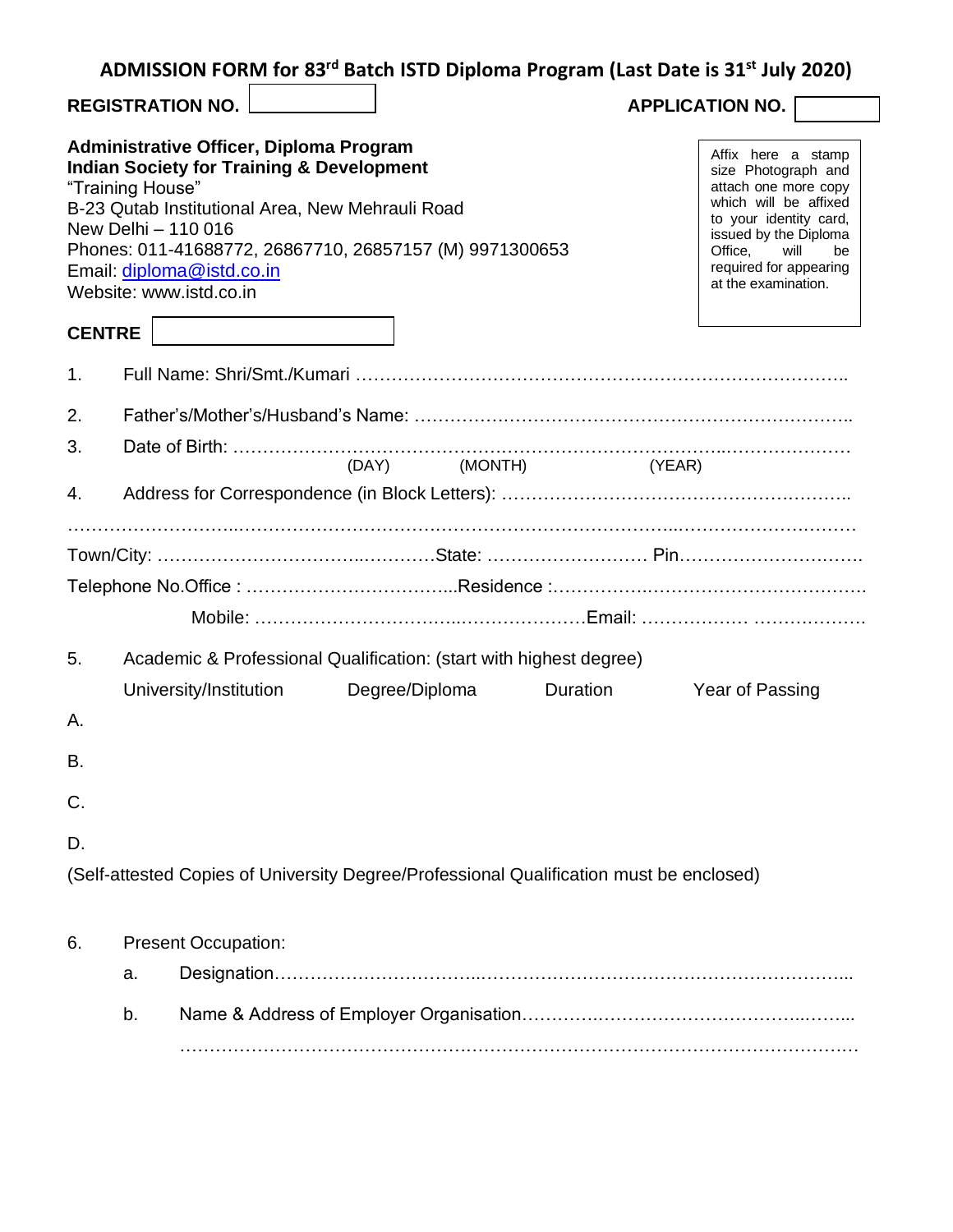# ADMISSION FORM for 83rd Batch ISTD Diploma Program (Last Date is 31st July 2020)

**REGISTRATION NO.** [ ] **APPLICATION NO.** [ ]

**Administrative Officer, Diploma Program**
**Indian Society for Training & Development**
"Training House"
B-23 Qutab Institutional Area, New Mehrauli Road
New Delhi – 110 016
Phones: 011-41688772, 26867710, 26857157 (M) 9971300653
Email: diploma@istd.co.in
Website: www.istd.co.in

Affix here a stamp size Photograph and attach one more copy which will be affixed to your identity card, issued by the Diploma Office, will be required for appearing at the examination.

**CENTRE** [ ]

1. Full Name: Shri/Smt./Kumari ……………………………………………………………………………..

2. Father's/Mother's/Husband's Name: ………………………………………………………………..

3. Date of Birth: …………………………………………………………………………………………………
   (DAY) (MONTH) (YEAR)

4. Address for Correspondence (in Block Letters): ……………………………………………………..

………………………………………………………………………………………………………………………

Town/City: ………………………………………State: ……………………… Pin…………………………

Telephone No.Office : ……………………………...Residence :………………………………………………

Mobile: ……………………………………………………Email: ………………. ……………….

5. Academic & Professional Qualification: (start with highest degree)

| | University/Institution | Degree/Diploma | Duration | Year of Passing |
|---|---|---|---|---|
| A. | | | | |
| B. | | | | |
| C. | | | | |
| D. | | | | |

(Self-attested Copies of University Degree/Professional Qualification must be enclosed)

6. Present Occupation:
   a. Designation……………………………………………………………………………………………...
   b. Name & Address of Employer Organisation……………………………………………………...

   ………………………………………………………………………………………………………………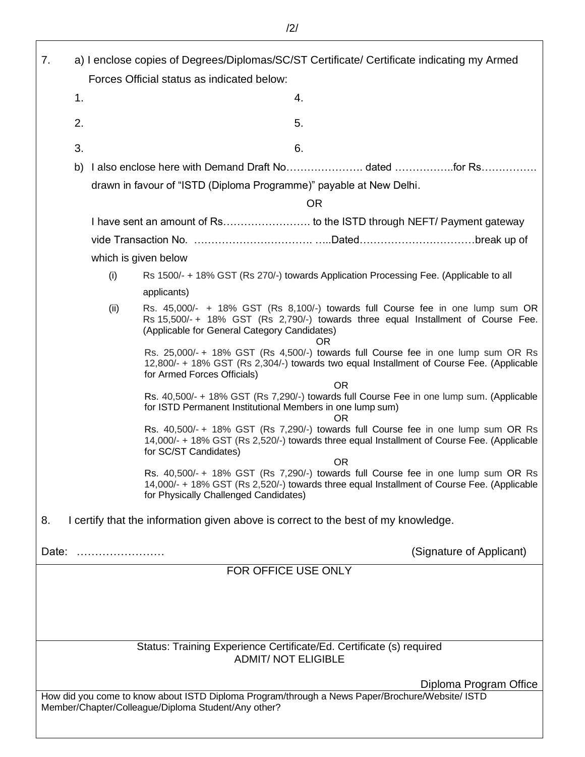7. a) I enclose copies of Degrees/Diplomas/SC/ST Certificate/ Certificate indicating my Armed Forces Official status as indicated below:

| | |
|---|---|
| 1. | 4. |
| 2. | 5. |
| 3. | 6. |

b) I also enclose here with Demand Draft No…………………. dated ……………..for Rs……………. drawn in favour of "ISTD (Diploma Programme)" payable at New Delhi.

OR

I have sent an amount of Rs……………………. to the ISTD through NEFT/ Payment gateway vide Transaction No. ……………………………. …..Dated……………………………break up of which is given below

(i) Rs 1500/- + 18% GST (Rs 270/-) towards Application Processing Fee. (Applicable to all applicants)

(ii) Rs. 45,000/- + 18% GST (Rs 8,100/-) towards full Course fee in one lump sum OR Rs 15,500/- + 18% GST (Rs 2,790/-) towards three equal Installment of Course Fee. (Applicable for General Category Candidates)

OR

Rs. 25,000/- + 18% GST (Rs 4,500/-) towards full Course fee in one lump sum OR Rs 12,800/- + 18% GST (Rs 2,304/-) towards two equal Installment of Course Fee. (Applicable for Armed Forces Officials)

OR

Rs. 40,500/- + 18% GST (Rs 7,290/-) towards full Course Fee in one lump sum. (Applicable for ISTD Permanent Institutional Members in one lump sum)

OR

Rs. 40,500/- + 18% GST (Rs 7,290/-) towards full Course fee in one lump sum OR Rs 14,000/- + 18% GST (Rs 2,520/-) towards three equal Installment of Course Fee. (Applicable for SC/ST Candidates)

OR

Rs. 40,500/- + 18% GST (Rs 7,290/-) towards full Course fee in one lump sum OR Rs 14,000/- + 18% GST (Rs 2,520/-) towards three equal Installment of Course Fee. (Applicable for Physically Challenged Candidates)

8. I certify that the information given above is correct to the best of my knowledge.

Date: ……………………  (Signature of Applicant)

FOR OFFICE USE ONLY

Status: Training Experience Certificate/Ed. Certificate (s) required
ADMIT/ NOT ELIGIBLE

Diploma Program Office

How did you come to know about ISTD Diploma Program/through a News Paper/Brochure/Website/ ISTD Member/Chapter/Colleague/Diploma Student/Any other?